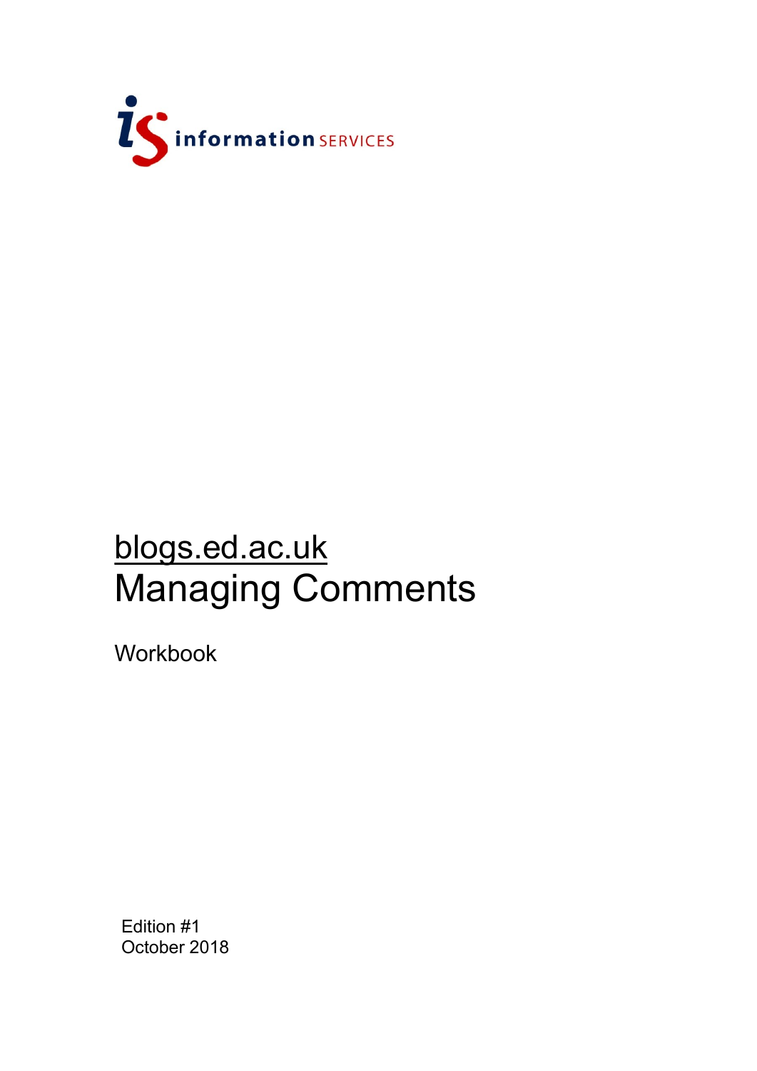information SERVICES

# blogs.ed.ac.uk
# Managing Comments

Workbook

Edition #1
October 2018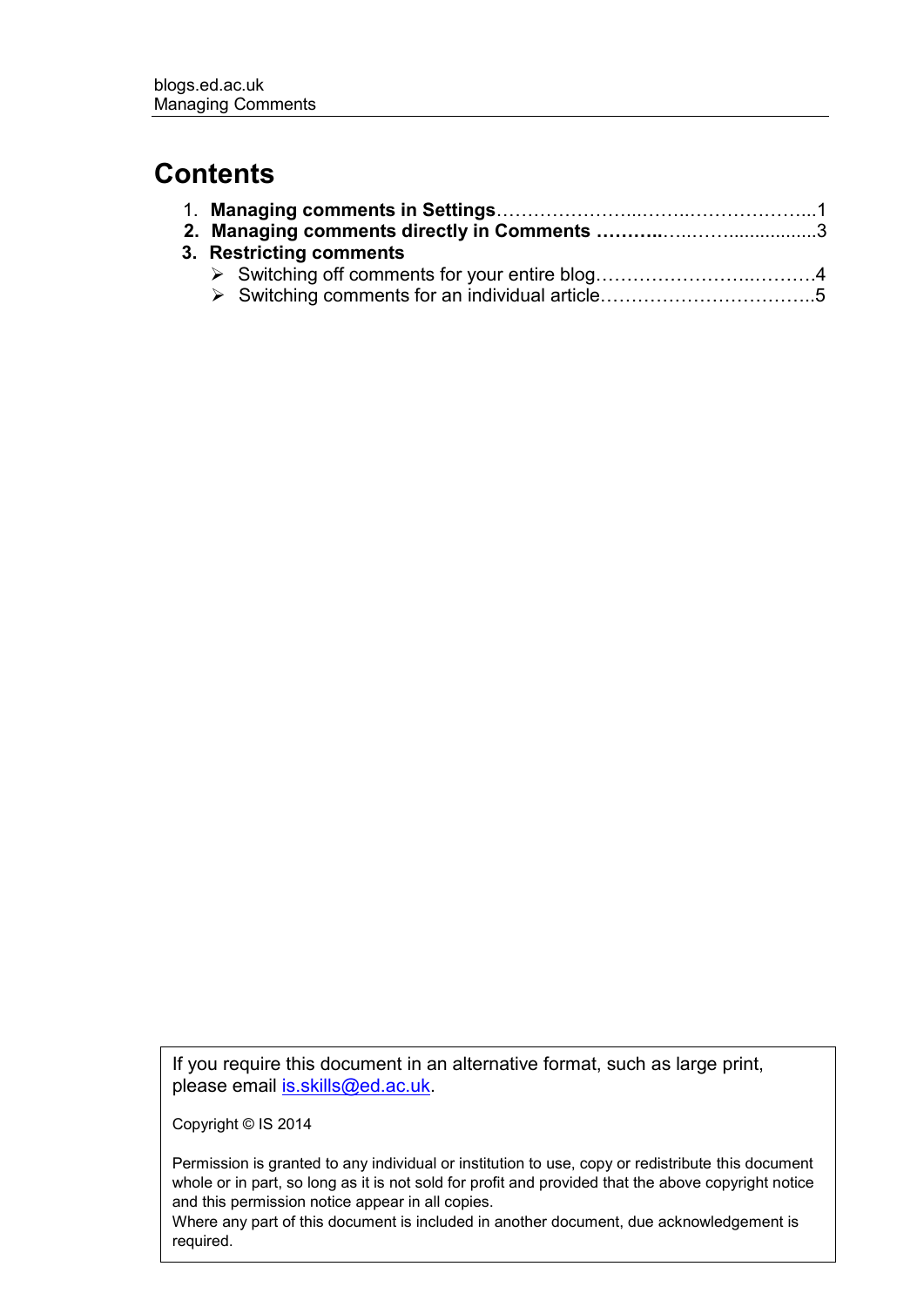# Contents

1. **Managing comments in Settings**…………………...……..………………...1
2. **Managing comments directly in Comments ………..**…..……................3
3. **Restricting comments**
   - ➢ Switching off comments for your entire blog………………………..……….4
   - ➢ Switching comments for an individual article……………………………..5

If you require this document in an alternative format, such as large print, please email [is.skills@ed.ac.uk](mailto:is.skills@ed.ac.uk).

Copyright © IS 2014

Permission is granted to any individual or institution to use, copy or redistribute this document whole or in part, so long as it is not sold for profit and provided that the above copyright notice and this permission notice appear in all copies.
Where any part of this document is included in another document, due acknowledgement is required.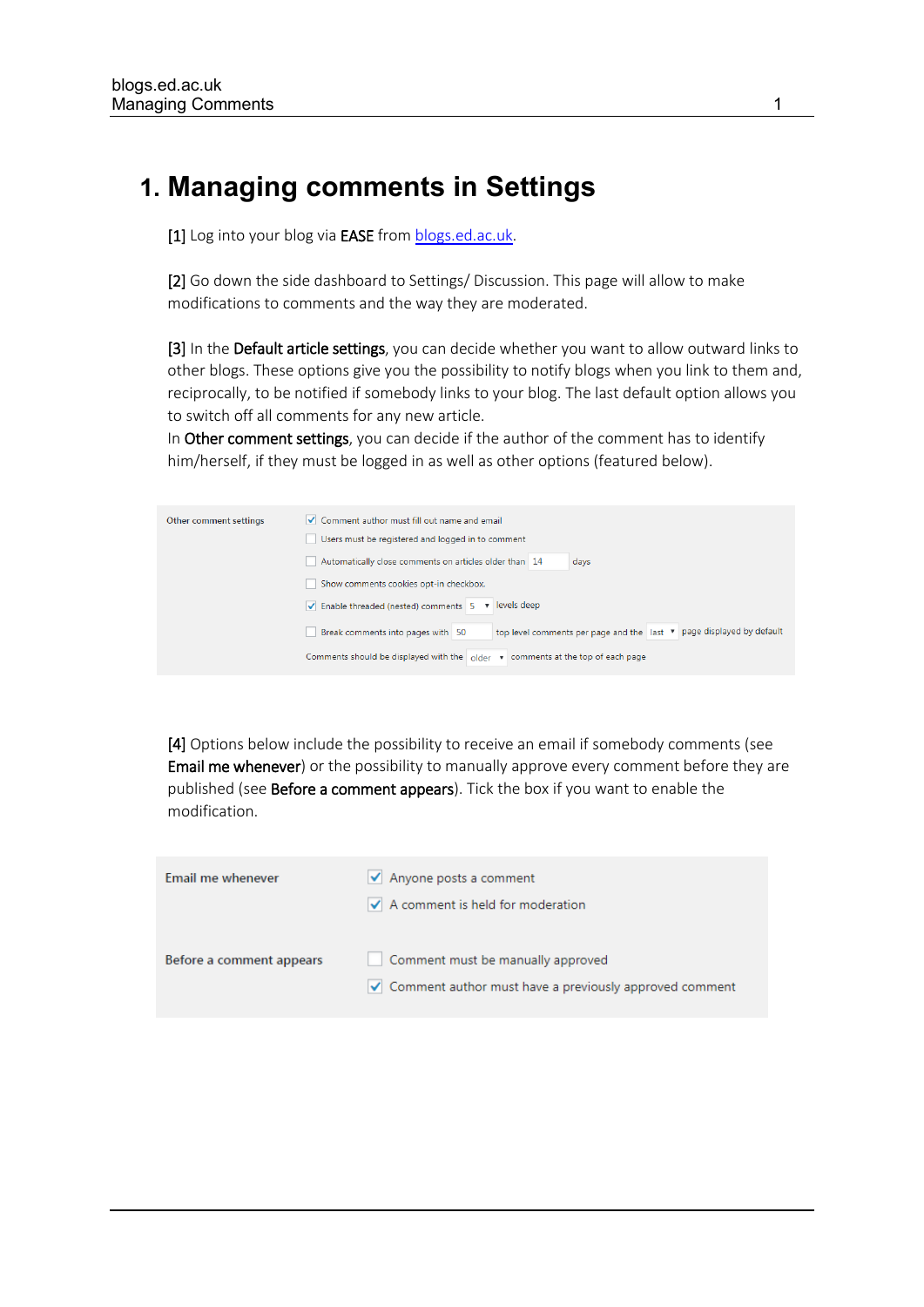# 1. Managing comments in Settings

**[1]** Log into your blog via **EASE** from blogs.ed.ac.uk.

**[2]** Go down the side dashboard to Settings/ Discussion. This page will allow to make modifications to comments and the way they are moderated.

**[3]** In the **Default article settings**, you can decide whether you want to allow outward links to other blogs. These options give you the possibility to notify blogs when you link to them and, reciprocally, to be notified if somebody links to your blog. The last default option allows you to switch off all comments for any new article.

In **Other comment settings**, you can decide if the author of the comment has to identify him/herself, if they must be logged in as well as other options (featured below).

Other comment settings

- [x] Comment author must fill out name and email
- [ ] Users must be registered and logged in to comment
- [ ] Automatically close comments on articles older than 14 days
- [ ] Show comments cookies opt-in checkbox.
- [x] Enable threaded (nested) comments 5 levels deep
- [ ] Break comments into pages with 50 top level comments per page and the last page displayed by default

Comments should be displayed with the older comments at the top of each page

**[4]** Options below include the possibility to receive an email if somebody comments (see **Email me whenever**) or the possibility to manually approve every comment before they are published (see **Before a comment appears**). Tick the box if you want to enable the modification.

Email me whenever

- [x] Anyone posts a comment
- [x] A comment is held for moderation

Before a comment appears

- [ ] Comment must be manually approved
- [x] Comment author must have a previously approved comment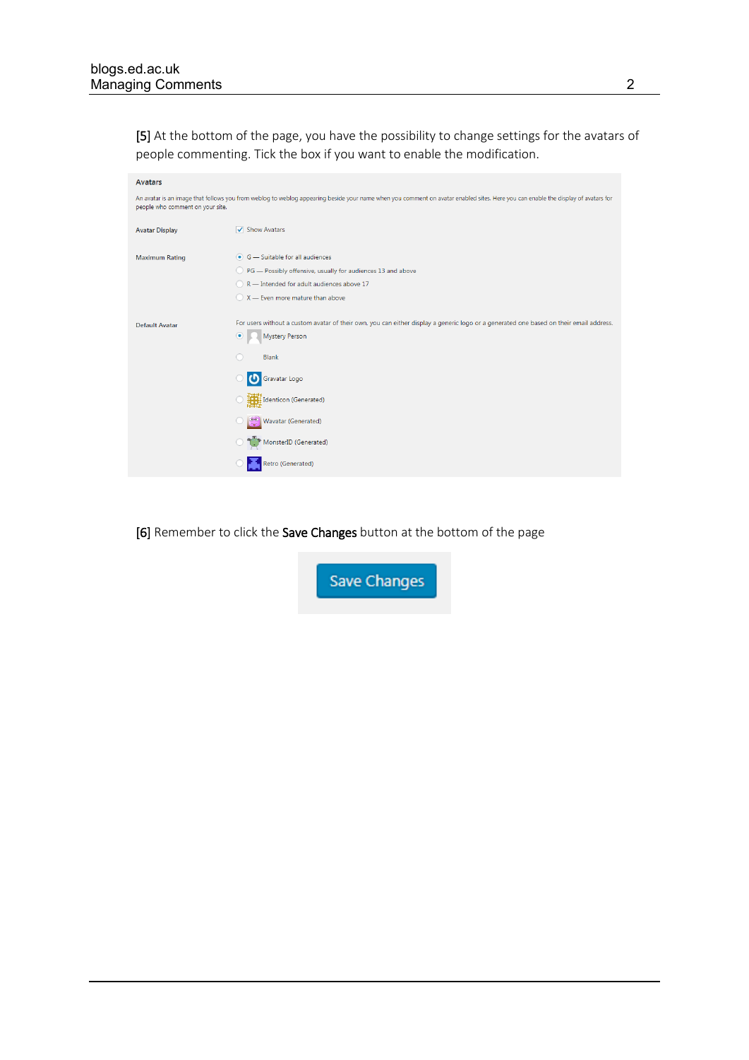[5] At the bottom of the page, you have the possibility to change settings for the avatars of people commenting. Tick the box if you want to enable the modification.

**Avatars**

An avatar is an image that follows you from weblog to weblog appearing beside your name when you comment on avatar enabled sites. Here you can enable the display of avatars for people who comment on your site.

Avatar Display

- [x] Show Avatars

Maximum Rating

- (●) G — Suitable for all audiences
- ( ) PG — Possibly offensive, usually for audiences 13 and above
- ( ) R — Intended for adult audiences above 17
- ( ) X — Even more mature than above

Default Avatar

For users without a custom avatar of their own, you can either display a generic logo or a generated one based on their email address.

- (●) Mystery Person
- ( ) Blank
- ( ) Gravatar Logo
- ( ) Identicon (Generated)
- ( ) Wavatar (Generated)
- ( ) MonsterID (Generated)
- ( ) Retro (Generated)

[6] Remember to click the **Save Changes** button at the bottom of the page

Save Changes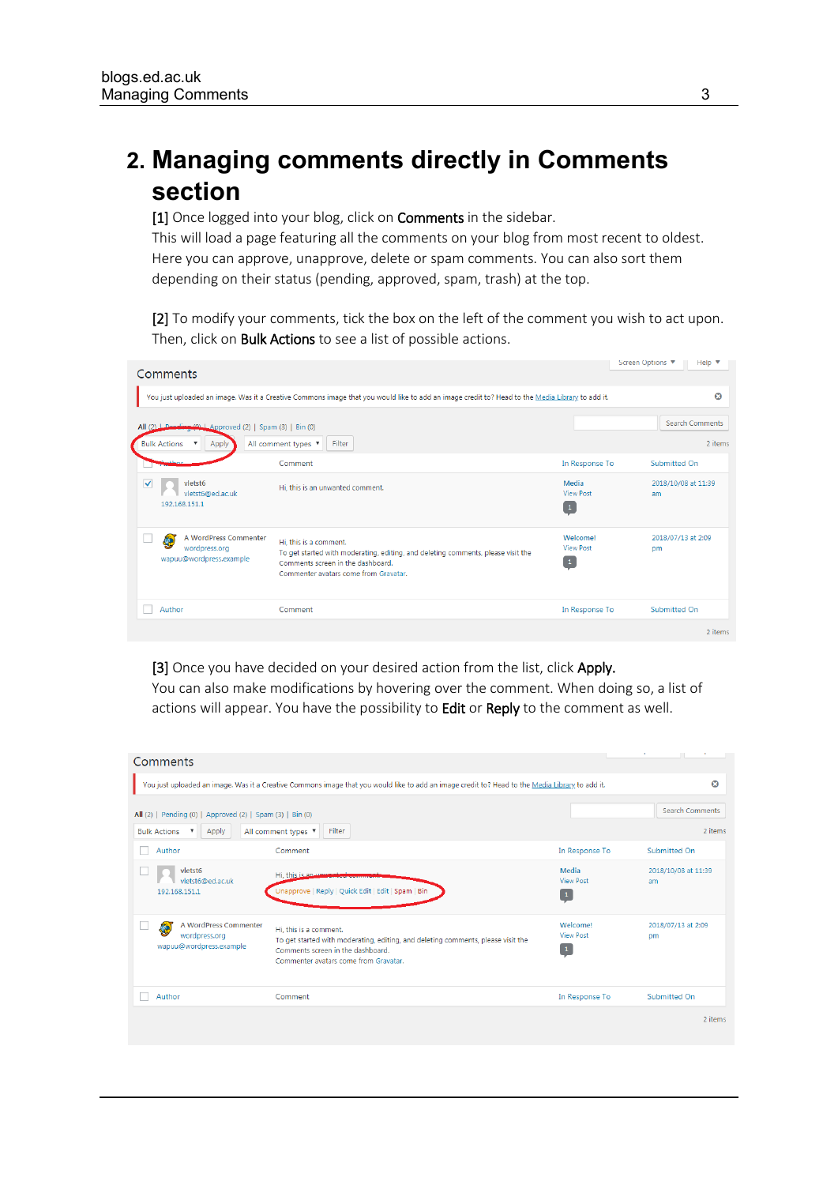## 2. Managing comments directly in Comments section

[1] Once logged into your blog, click on **Comments** in the sidebar.
This will load a page featuring all the comments on your blog from most recent to oldest. Here you can approve, unapprove, delete or spam comments. You can also sort them depending on their status (pending, approved, spam, trash) at the top.

[2] To modify your comments, tick the box on the left of the comment you wish to act upon. Then, click on **Bulk Actions** to see a list of possible actions.

[3] Once you have decided on your desired action from the list, click **Apply.**
You can also make modifications by hovering over the comment. When doing so, a list of actions will appear. You have the possibility to **Edit** or **Reply** to the comment as well.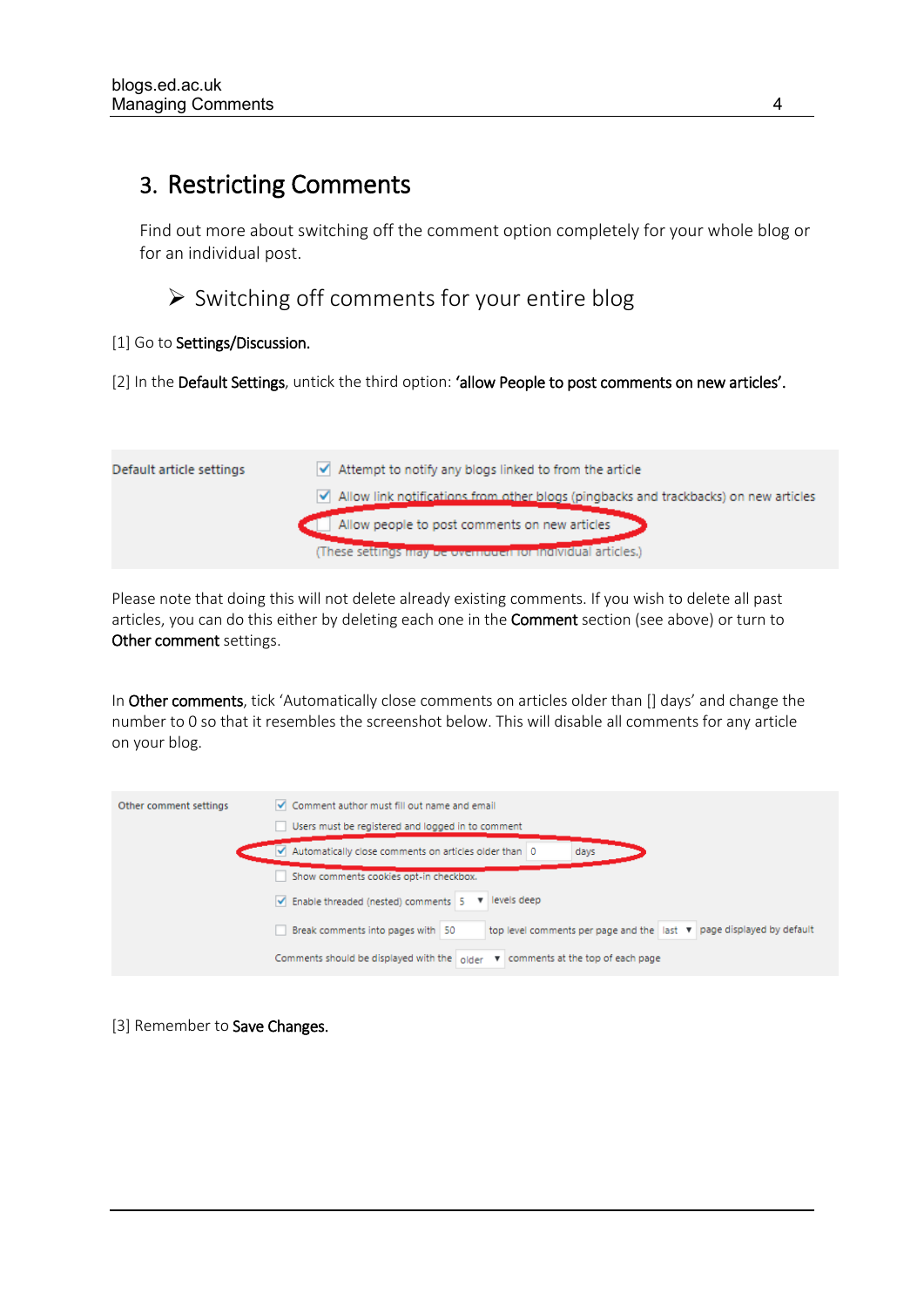## 3. Restricting Comments

Find out more about switching off the comment option completely for your whole blog or for an individual post.

### ➢ Switching off comments for your entire blog

[1] Go to **Settings/Discussion.**

[2] In the **Default Settings**, untick the third option: **'allow People to post comments on new articles'.**

Default article settings

☑ Attempt to notify any blogs linked to from the article

☑ Allow link notifications from other blogs (pingbacks and trackbacks) on new articles

☐ Allow people to post comments on new articles

(These settings may be overridden for individual articles.)

Please note that doing this will not delete already existing comments. If you wish to delete all past articles, you can do this either by deleting each one in the **Comment** section (see above) or turn to **Other comment** settings.

In **Other comments**, tick 'Automatically close comments on articles older than [] days' and change the number to 0 so that it resembles the screenshot below. This will disable all comments for any article on your blog.

Other comment settings

☑ Comment author must fill out name and email

☐ Users must be registered and logged in to comment

☑ Automatically close comments on articles older than 0 days

☐ Show comments cookies opt-in checkbox.

☑ Enable threaded (nested) comments 5 levels deep

☐ Break comments into pages with 50 top level comments per page and the last page displayed by default

Comments should be displayed with the older comments at the top of each page

[3] Remember to **Save Changes.**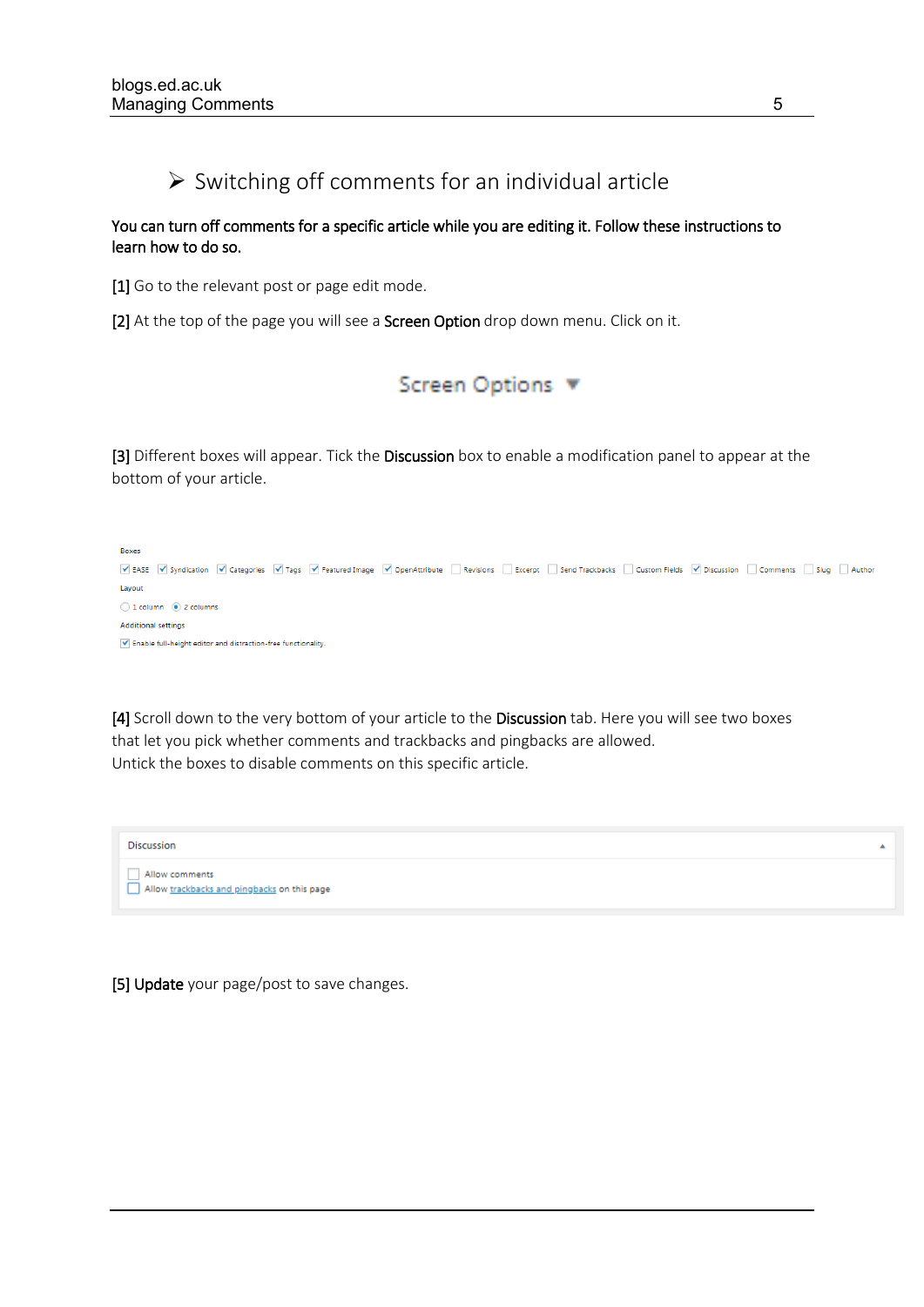## ➢ Switching off comments for an individual article

**You can turn off comments for a specific article while you are editing it. Follow these instructions to learn how to do so.**

**[1]** Go to the relevant post or page edit mode.

**[2]** At the top of the page you will see a **Screen Option** drop down menu. Click on it.

Screen Options ▼

**[3]** Different boxes will appear. Tick the **Discussion** box to enable a modification panel to appear at the bottom of your article.

Boxes

☑ EASE ☑ Syndication ☑ Categories ☑ Tags ☑ Featured Image ☑ OpenAttribute ☐ Revisions ☐ Excerpt ☐ Send Trackbacks ☐ Custom Fields ☑ Discussion ☐ Comments ☐ Slug ☐ Author

Layout

○ 1 column ◉ 2 columns

Additional settings

☑ Enable full-height editor and distraction-free functionality.

**[4]** Scroll down to the very bottom of your article to the **Discussion** tab. Here you will see two boxes that let you pick whether comments and trackbacks and pingbacks are allowed.
Untick the boxes to disable comments on this specific article.

Discussion

☐ Allow comments
☐ Allow trackbacks and pingbacks on this page

**[5] Update** your page/post to save changes.